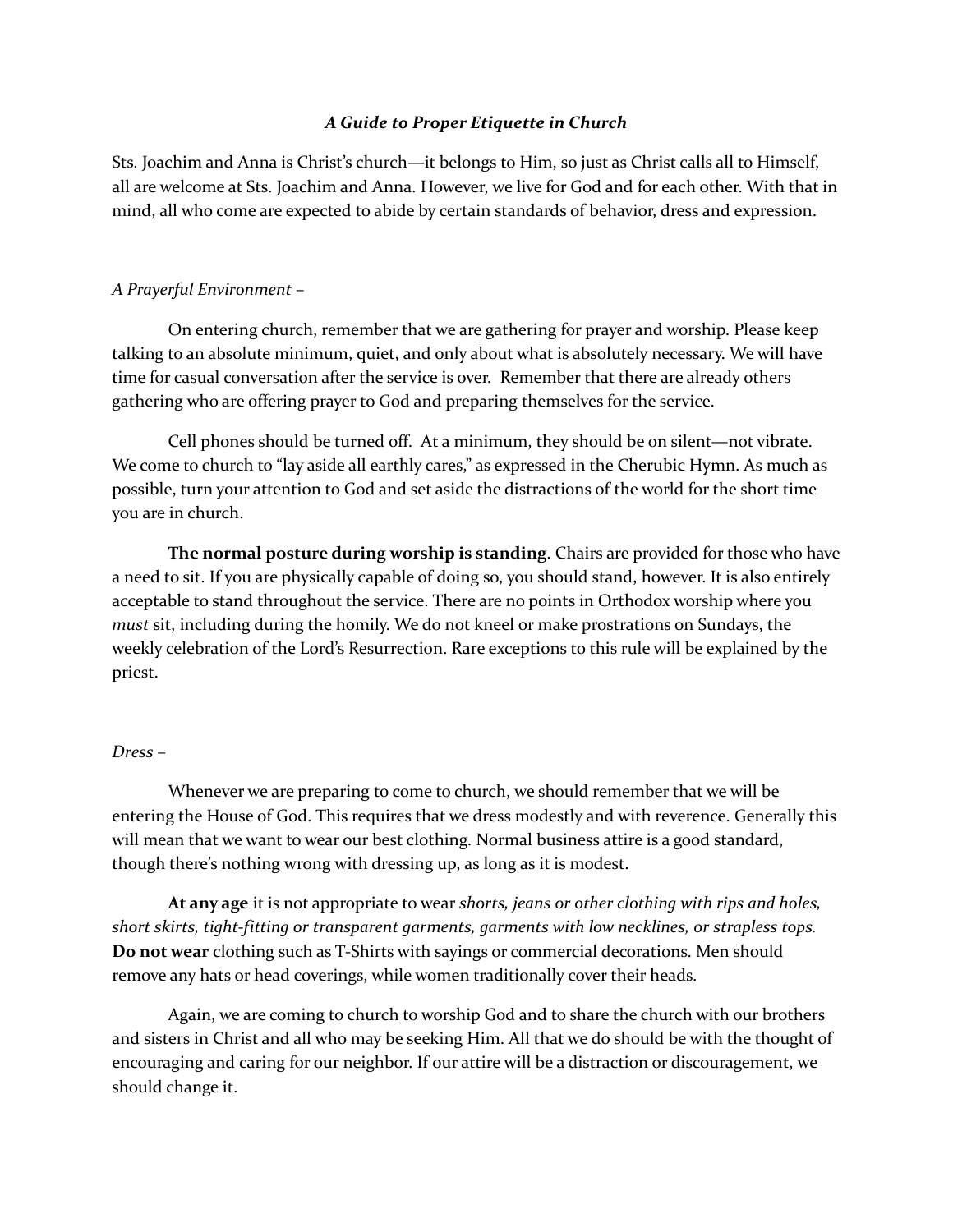# ***A Guide to Proper Etiquette in Church***

Sts. Joachim and Anna is Christ's church—it belongs to Him, so just as Christ calls all to Himself, all are welcome at Sts. Joachim and Anna. However, we live for God and for each other. With that in mind, all who come are expected to abide by certain standards of behavior, dress and expression.

## *A Prayerful Environment –*

On entering church, remember that we are gathering for prayer and worship. Please keep talking to an absolute minimum, quiet, and only about what is absolutely necessary. We will have time for casual conversation after the service is over. Remember that there are already others gathering who are offering prayer to God and preparing themselves for the service.

Cell phones should be turned off. At a minimum, they should be on silent—not vibrate. We come to church to "lay aside all earthly cares," as expressed in the Cherubic Hymn. As much as possible, turn your attention to God and set aside the distractions of the world for the short time you are in church.

**The normal posture during worship is standing**. Chairs are provided for those who have a need to sit. If you are physically capable of doing so, you should stand, however. It is also entirely acceptable to stand throughout the service. There are no points in Orthodox worship where you *must* sit, including during the homily. We do not kneel or make prostrations on Sundays, the weekly celebration of the Lord's Resurrection. Rare exceptions to this rule will be explained by the priest.

## *Dress –*

Whenever we are preparing to come to church, we should remember that we will be entering the House of God. This requires that we dress modestly and with reverence. Generally this will mean that we want to wear our best clothing. Normal business attire is a good standard, though there's nothing wrong with dressing up, as long as it is modest.

**At any age** it is not appropriate to wear *shorts, jeans or other clothing with rips and holes, short skirts, tight-fitting or transparent garments, garments with low necklines, or strapless tops.* **Do not wear** clothing such as T-Shirts with sayings or commercial decorations. Men should remove any hats or head coverings, while women traditionally cover their heads.

Again, we are coming to church to worship God and to share the church with our brothers and sisters in Christ and all who may be seeking Him. All that we do should be with the thought of encouraging and caring for our neighbor. If our attire will be a distraction or discouragement, we should change it.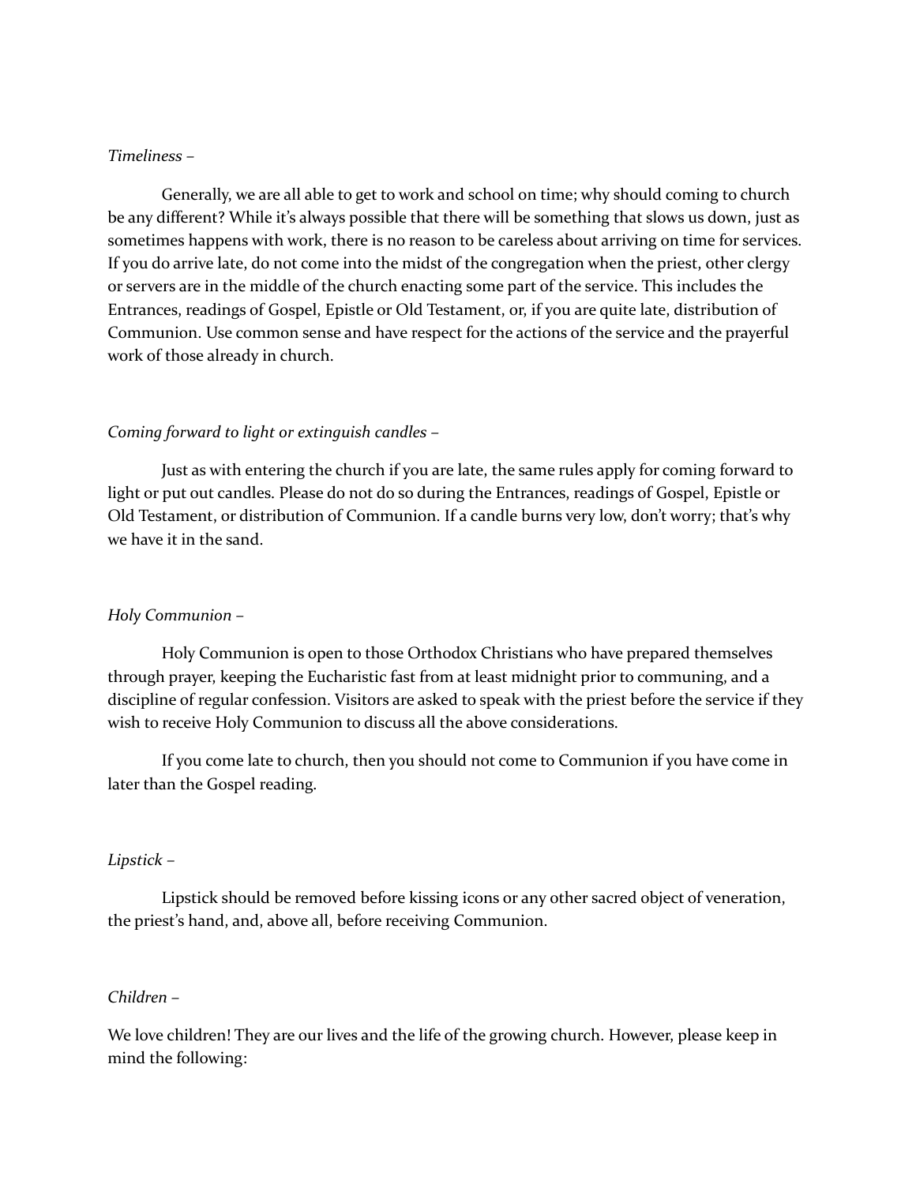*Timeliness –*

Generally, we are all able to get to work and school on time; why should coming to church be any different? While it's always possible that there will be something that slows us down, just as sometimes happens with work, there is no reason to be careless about arriving on time for services. If you do arrive late, do not come into the midst of the congregation when the priest, other clergy or servers are in the middle of the church enacting some part of the service. This includes the Entrances, readings of Gospel, Epistle or Old Testament, or, if you are quite late, distribution of Communion. Use common sense and have respect for the actions of the service and the prayerful work of those already in church.

*Coming forward to light or extinguish candles –*

Just as with entering the church if you are late, the same rules apply for coming forward to light or put out candles. Please do not do so during the Entrances, readings of Gospel, Epistle or Old Testament, or distribution of Communion. If a candle burns very low, don't worry; that's why we have it in the sand.

*Holy Communion –*

Holy Communion is open to those Orthodox Christians who have prepared themselves through prayer, keeping the Eucharistic fast from at least midnight prior to communing, and a discipline of regular confession. Visitors are asked to speak with the priest before the service if they wish to receive Holy Communion to discuss all the above considerations.

If you come late to church, then you should not come to Communion if you have come in later than the Gospel reading.

*Lipstick –*

Lipstick should be removed before kissing icons or any other sacred object of veneration, the priest's hand, and, above all, before receiving Communion.

*Children –*

We love children! They are our lives and the life of the growing church. However, please keep in mind the following: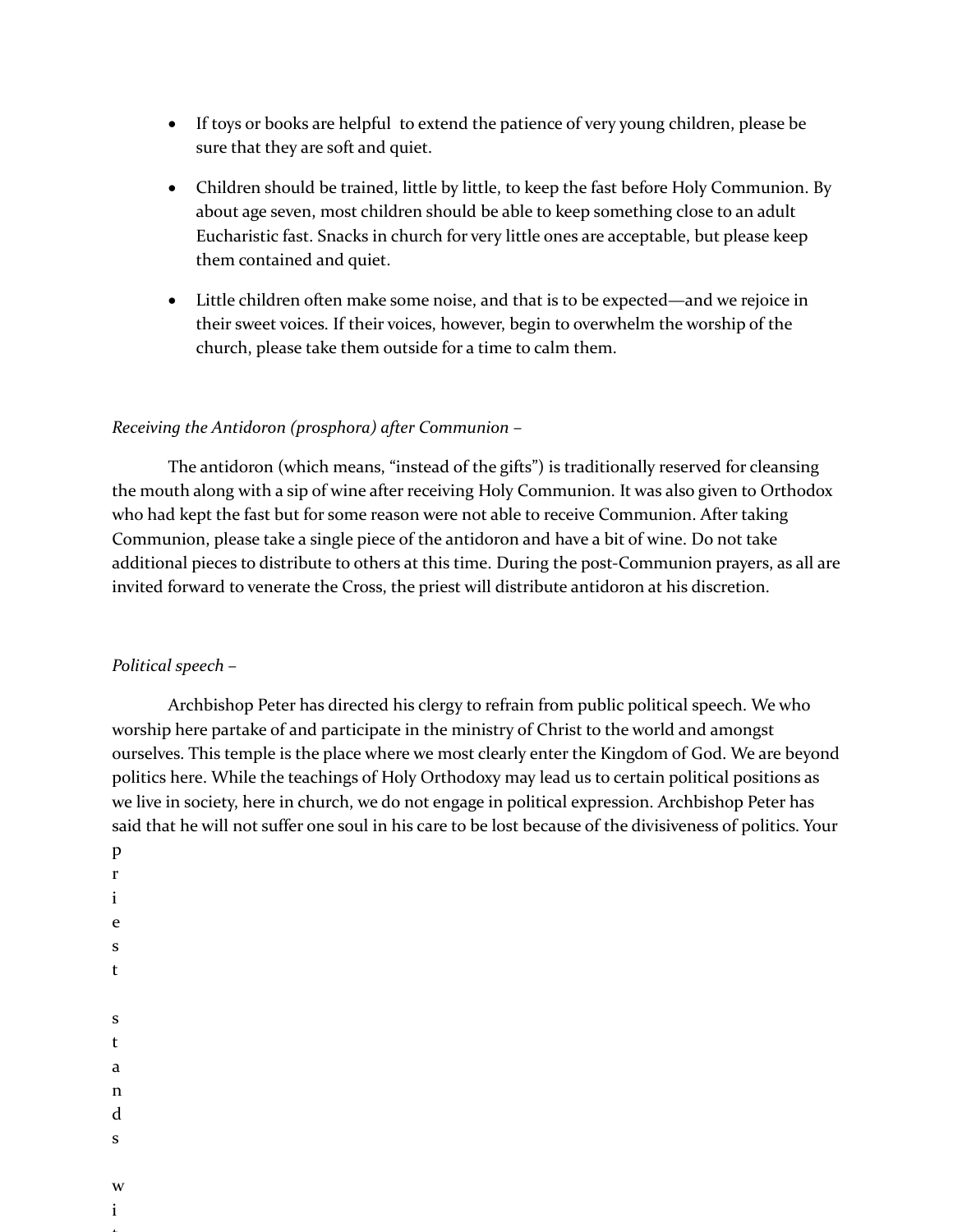- If toys or books are helpful  to extend the patience of very young children, please be sure that they are soft and quiet.
- Children should be trained, little by little, to keep the fast before Holy Communion. By about age seven, most children should be able to keep something close to an adult Eucharistic fast. Snacks in church for very little ones are acceptable, but please keep them contained and quiet.
- Little children often make some noise, and that is to be expected—and we rejoice in their sweet voices. If their voices, however, begin to overwhelm the worship of the church, please take them outside for a time to calm them.

*Receiving the Antidoron (prosphora) after Communion –*

The antidoron (which means, "instead of the gifts") is traditionally reserved for cleansing the mouth along with a sip of wine after receiving Holy Communion. It was also given to Orthodox who had kept the fast but for some reason were not able to receive Communion. After taking Communion, please take a single piece of the antidoron and have a bit of wine. Do not take additional pieces to distribute to others at this time. During the post-Communion prayers, as all are invited forward to venerate the Cross, the priest will distribute antidoron at his discretion.

*Political speech –*

Archbishop Peter has directed his clergy to refrain from public political speech. We who worship here partake of and participate in the ministry of Christ to the world and amongst ourselves. This temple is the place where we most clearly enter the Kingdom of God. We are beyond politics here. While the teachings of Holy Orthodoxy may lead us to certain political positions as we live in society, here in church, we do not engage in political expression. Archbishop Peter has said that he will not suffer one soul in his care to be lost because of the divisiveness of politics. Your priest stands wi